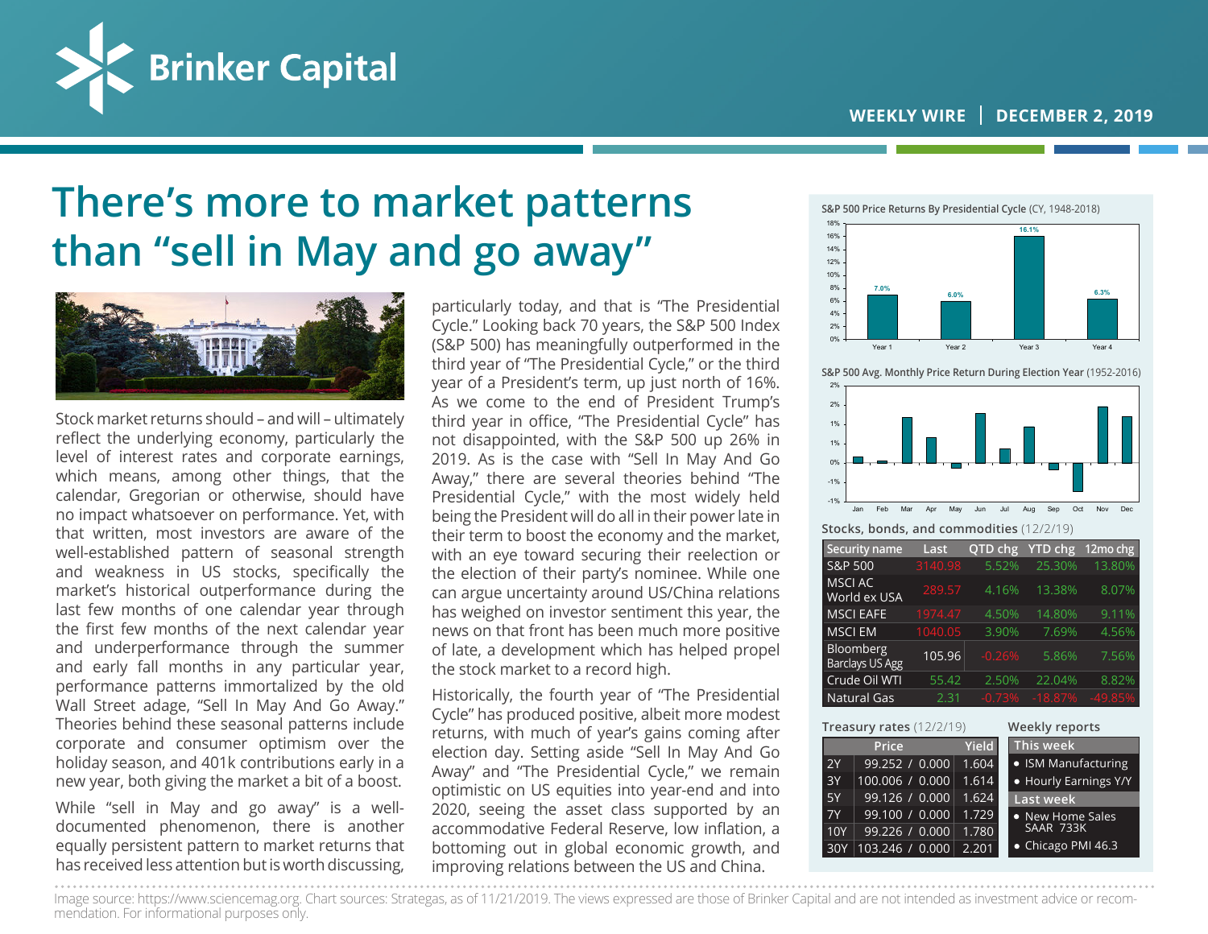# Brinker Capital

WEEKLY WIRE | DECEMBER 2, 2019

# There's more to market patterns than "sell in May and go away"

Stock market returns should – and will – ultimately reflect the underlying economy, particularly the level of interest rates and corporate earnings, which means, among other things, that the calendar, Gregorian or otherwise, should have no impact whatsoever on performance. Yet, with that written, most investors are aware of the well-established pattern of seasonal strength and weakness in US stocks, specifically the market's historical outperformance during the last few months of one calendar year through the first few months of the next calendar year and underperformance through the summer and early fall months in any particular year, performance patterns immortalized by the old Wall Street adage, "Sell In May And Go Away." Theories behind these seasonal patterns include corporate and consumer optimism over the holiday season, and 401k contributions early in a new year, both giving the market a bit of a boost.

While "sell in May and go away" is a well-documented phenomenon, there is another equally persistent pattern to market returns that has received less attention but is worth discussing, particularly today, and that is "The Presidential Cycle." Looking back 70 years, the S&P 500 Index (S&P 500) has meaningfully outperformed in the third year of "The Presidential Cycle," or the third year of a President's term, up just north of 16%. As we come to the end of President Trump's third year in office, "The Presidential Cycle" has not disappointed, with the S&P 500 up 26% in 2019. As is the case with "Sell In May And Go Away," there are several theories behind "The Presidential Cycle," with the most widely held being the President will do all in their power late in their term to boost the economy and the market, with an eye toward securing their reelection or the election of their party's nominee. While one can argue uncertainty around US/China relations has weighed on investor sentiment this year, the news on that front has been much more positive of late, a development which has helped propel the stock market to a record high.

Historically, the fourth year of "The Presidential Cycle" has produced positive, albeit more modest returns, with much of year's gains coming after election day. Setting aside "Sell In May And Go Away" and "The Presidential Cycle," we remain optimistic on US equities into year-end and into 2020, seeing the asset class supported by an accommodative Federal Reserve, low inflation, a bottoming out in global economic growth, and improving relations between the US and China.

**S&P 500 Price Returns By Presidential Cycle** (CY, 1948-2018)

| Year 1 | Year 2 | Year 3 | Year 4 |
|---|---|---|---|
| 7.0% | 6.0% | 16.1% | 6.3% |

**S&P 500 Avg. Monthly Price Return During Election Year** (1952-2016)

**Stocks, bonds, and commodities** (12/2/19)

| Security name | Last | QTD chg | YTD chg | 12mo chg |
|---|---|---|---|---|
| S&P 500 | 3140.98 | 5.52% | 25.30% | 13.80% |
| MSCI AC World ex USA | 289.57 | 4.16% | 13.38% | 8.07% |
| MSCI EAFE | 1974.47 | 4.50% | 14.80% | 9.11% |
| MSCI EM | 1040.05 | 3.90% | 7.69% | 4.56% |
| Bloomberg Barclays US Agg | 105.96 | -0.26% | 5.86% | 7.56% |
| Crude Oil WTI | 55.42 | 2.50% | 22.04% | 8.82% |
| Natural Gas | 2.31 | -0.73% | -18.87% | -49.85% |

**Treasury rates** (12/2/19)

| | Price | Yield |
|---|---|---|
| 2Y | 99.252 / 0.000 | 1.604 |
| 3Y | 100.006 / 0.000 | 1.614 |
| 5Y | 99.126 / 0.000 | 1.624 |
| 7Y | 99.100 / 0.000 | 1.729 |
| 10Y | 99.226 / 0.000 | 1.780 |
| 30Y | 103.246 / 0.000 | 2.201 |

**Weekly reports**

This week
- ISM Manufacturing
- Hourly Earnings Y/Y

Last week
- New Home Sales SAAR 733K
- Chicago PMI 46.3

Image source: https://www.sciencemag.org. Chart sources: Strategas, as of 11/21/2019. The views expressed are those of Brinker Capital and are not intended as investment advice or recommendation. For informational purposes only.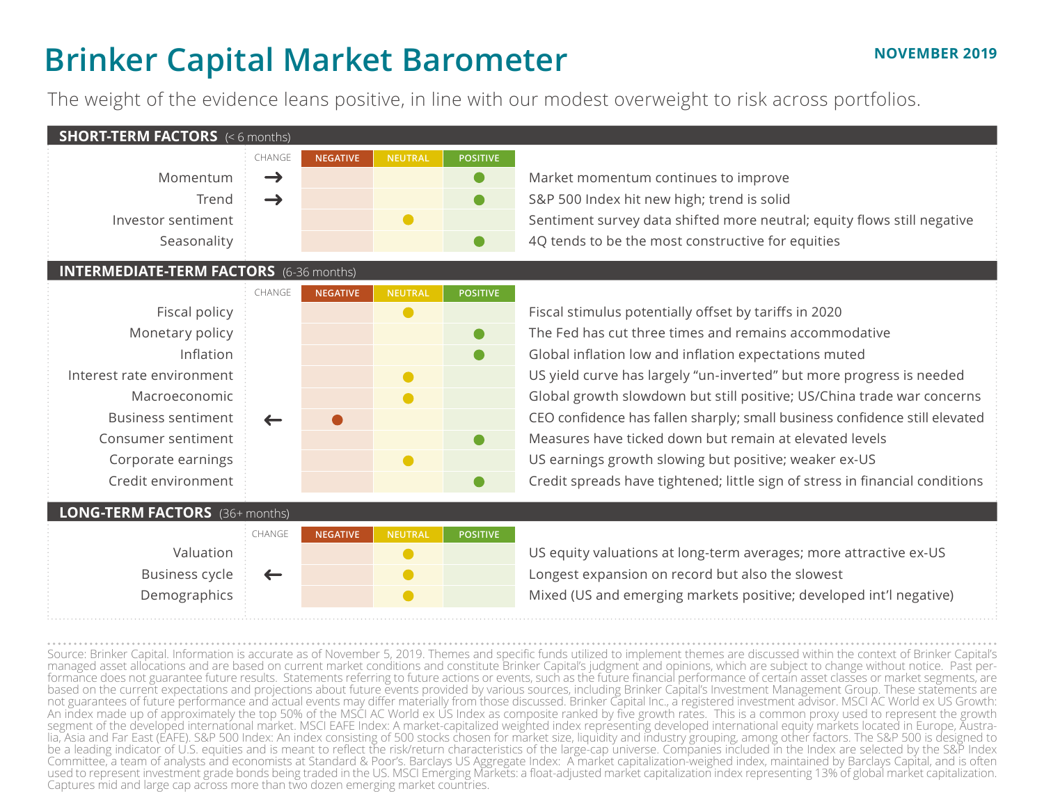# Brinker Capital Market Barometer

**NOVEMBER 2019**

The weight of the evidence leans positive, in line with our modest overweight to risk across portfolios.

## SHORT-TERM FACTORS (< 6 months)

| | CHANGE | NEGATIVE | NEUTRAL | POSITIVE | |
|---|---|---|---|---|---|
| Momentum | → | | | ● | Market momentum continues to improve |
| Trend | → | | | ● | S&P 500 Index hit new high; trend is solid |
| Investor sentiment | | | ● | | Sentiment survey data shifted more neutral; equity flows still negative |
| Seasonality | | | | ● | 4Q tends to be the most constructive for equities |

## INTERMEDIATE-TERM FACTORS (6-36 months)

| | CHANGE | NEGATIVE | NEUTRAL | POSITIVE | |
|---|---|---|---|---|---|
| Fiscal policy | | | ● | | Fiscal stimulus potentially offset by tariffs in 2020 |
| Monetary policy | | | | ● | The Fed has cut three times and remains accommodative |
| Inflation | | | | ● | Global inflation low and inflation expectations muted |
| Interest rate environment | | | ● | | US yield curve has largely "un-inverted" but more progress is needed |
| Macroeconomic | | | ● | | Global growth slowdown but still positive; US/China trade war concerns |
| Business sentiment | ← | ● | | | CEO confidence has fallen sharply; small business confidence still elevated |
| Consumer sentiment | | | | ● | Measures have ticked down but remain at elevated levels |
| Corporate earnings | | | ● | | US earnings growth slowing but positive; weaker ex-US |
| Credit environment | | | | ● | Credit spreads have tightened; little sign of stress in financial conditions |

## LONG-TERM FACTORS (36+ months)

| | CHANGE | NEGATIVE | NEUTRAL | POSITIVE | |
|---|---|---|---|---|---|
| Valuation | | | ● | | US equity valuations at long-term averages; more attractive ex-US |
| Business cycle | ← | | ● | | Longest expansion on record but also the slowest |
| Demographics | | | ● | | Mixed (US and emerging markets positive; developed int'l negative) |

Source: Brinker Capital. Information is accurate as of November 5, 2019. Themes and specific funds utilized to implement themes are discussed within the context of Brinker Capital's managed asset allocations and are based on current market conditions and constitute Brinker Capital's judgment and opinions, which are subject to change without notice. Past performance does not guarantee future results. Statements referring to future actions or events, such as the future financial performance of certain asset classes or market segments, are based on the current expectations and projections about future events provided by various sources, including Brinker Capital's Investment Management Group. These statements are not guarantees of future performance and actual events may differ materially from those discussed. Brinker Capital Inc., a registered investment advisor. MSCI AC World ex US Growth: An index made up of approximately the top 50% of the MSCI AC World ex US Index as composite ranked by five growth rates. This is a common proxy used to represent the growth segment of the developed international market. MSCI EAFE Index: A market-capitalized weighted index representing developed international equity markets located in Europe, Australia, Asia and Far East (EAFE). S&P 500 Index: An index consisting of 500 stocks chosen for market size, liquidity and industry grouping, among other factors. The S&P 500 is designed to be a leading indicator of U.S. equities and is meant to reflect the risk/return characteristics of the large-cap universe. Companies included in the Index are selected by the S&P Index Committee, a team of analysts and economists at Standard & Poor's. Barclays US Aggregate Index: A market capitalization-weighed index, maintained by Barclays Capital, and is often used to represent investment grade bonds being traded in the US. MSCI Emerging Markets: a float-adjusted market capitalization index representing 13% of global market capitalization. Captures mid and large cap across more than two dozen emerging market countries.